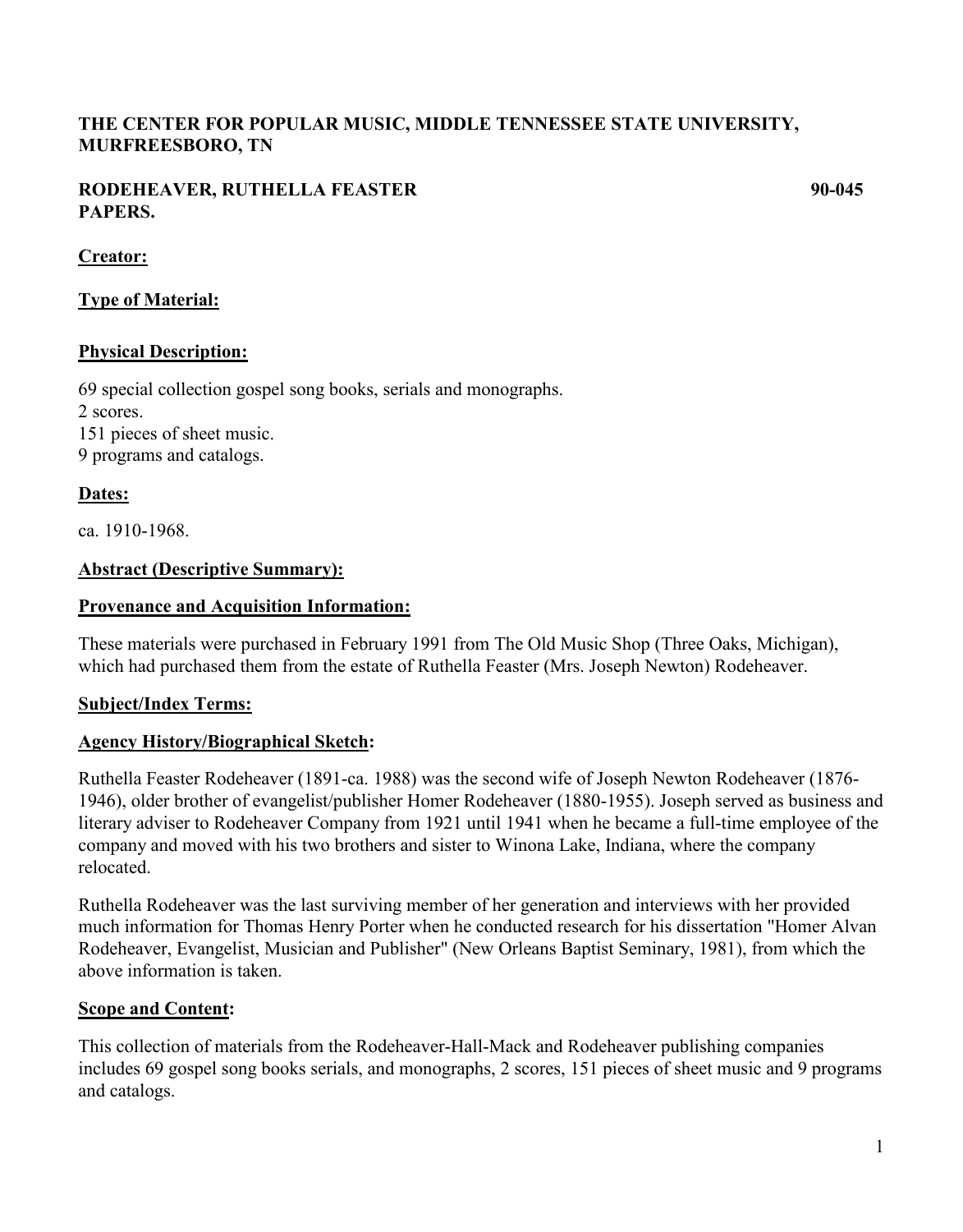**THE CENTER FOR POPULAR MUSIC, MIDDLE TENNESSEE STATE UNIVERSITY, MURFREESBORO, TN**

**RODEHEAVER, RUTHELLA FEASTER** **90-045**
**PAPERS.**

**Creator:**

**Type of Material:**

**Physical Description:**

69 special collection gospel song books, serials and monographs.
2 scores.
151 pieces of sheet music.
9 programs and catalogs.

**Dates:**

ca. 1910-1968.

**Abstract (Descriptive Summary):**

**Provenance and Acquisition Information:**

These materials were purchased in February 1991 from The Old Music Shop (Three Oaks, Michigan), which had purchased them from the estate of Ruthella Feaster (Mrs. Joseph Newton) Rodeheaver.

**Subject/Index Terms:**

**Agency History/Biographical Sketch:**

Ruthella Feaster Rodeheaver (1891-ca. 1988) was the second wife of Joseph Newton Rodeheaver (1876-1946), older brother of evangelist/publisher Homer Rodeheaver (1880-1955). Joseph served as business and literary adviser to Rodeheaver Company from 1921 until 1941 when he became a full-time employee of the company and moved with his two brothers and sister to Winona Lake, Indiana, where the company relocated.

Ruthella Rodeheaver was the last surviving member of her generation and interviews with her provided much information for Thomas Henry Porter when he conducted research for his dissertation "Homer Alvan Rodeheaver, Evangelist, Musician and Publisher" (New Orleans Baptist Seminary, 1981), from which the above information is taken.

**Scope and Content:**

This collection of materials from the Rodeheaver-Hall-Mack and Rodeheaver publishing companies includes 69 gospel song books serials, and monographs, 2 scores, 151 pieces of sheet music and 9 programs and catalogs.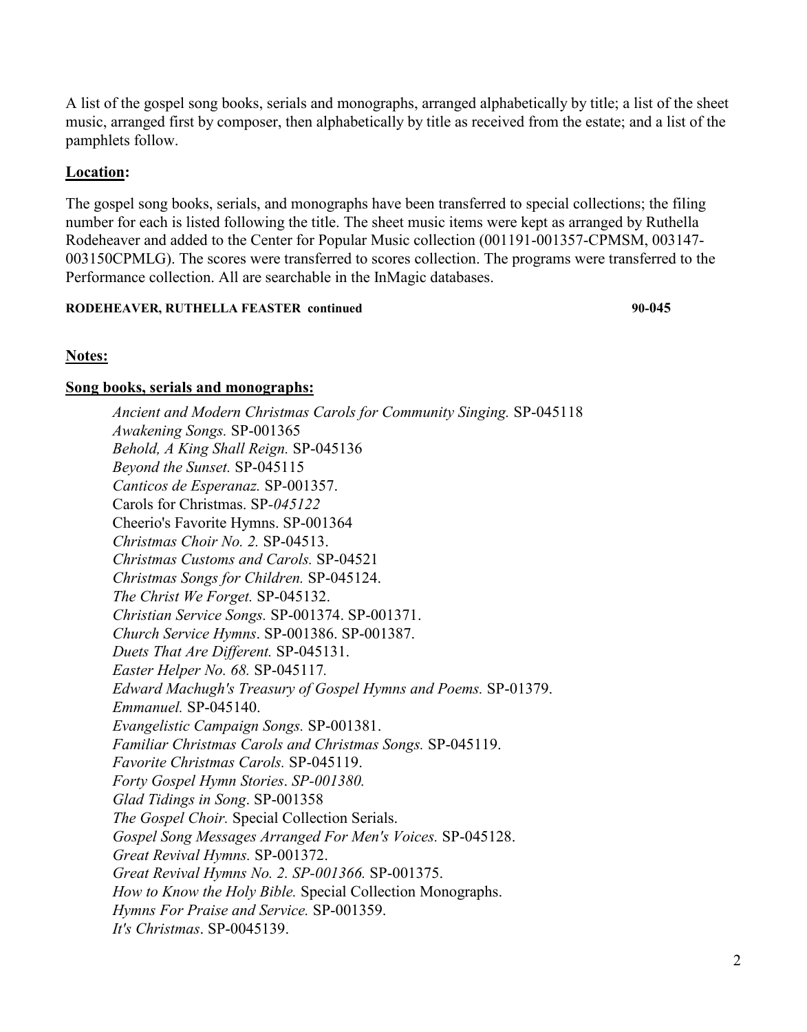A list of the gospel song books, serials and monographs, arranged alphabetically by title; a list of the sheet music, arranged first by composer, then alphabetically by title as received from the estate; and a list of the pamphlets follow.

## **Location:**

The gospel song books, serials, and monographs have been transferred to special collections; the filing number for each is listed following the title. The sheet music items were kept as arranged by Ruthella Rodeheaver and added to the Center for Popular Music collection (001191-001357-CPMSM, 003147-003150CPMLG). The scores were transferred to scores collection. The programs were transferred to the Performance collection. All are searchable in the InMagic databases.

**RODEHEAVER, RUTHELLA FEASTER continued** **90-045**

## **Notes:**

### **Song books, serials and monographs:**

*Ancient and Modern Christmas Carols for Community Singing.* SP-045118
*Awakening Songs.* SP-001365
*Behold, A King Shall Reign.* SP-045136
*Beyond the Sunset.* SP-045115
*Canticos de Esperanaz.* SP-001357.
Carols for Christmas. SP*-045122*
Cheerio's Favorite Hymns. SP-001364
*Christmas Choir No. 2.* SP-04513.
*Christmas Customs and Carols.* SP-04521
*Christmas Songs for Children.* SP-045124.
*The Christ We Forget.* SP-045132.
*Christian Service Songs.* SP-001374. SP-001371.
*Church Service Hymns*. SP-001386. SP-001387.
*Duets That Are Different.* SP-045131.
*Easter Helper No. 68.* SP-045117.
*Edward Machugh's Treasury of Gospel Hymns and Poems.* SP-01379.
*Emmanuel.* SP-045140.
*Evangelistic Campaign Songs.* SP-001381.
*Familiar Christmas Carols and Christmas Songs.* SP-045119.
*Favorite Christmas Carols.* SP-045119.
*Forty Gospel Hymn Stories*. *SP-001380.*
*Glad Tidings in Song*. SP-001358
*The Gospel Choir.* Special Collection Serials.
*Gospel Song Messages Arranged For Men's Voices.* SP-045128.
*Great Revival Hymns.* SP-001372.
*Great Revival Hymns No. 2. SP-001366.* SP-001375.
*How to Know the Holy Bible.* Special Collection Monographs.
*Hymns For Praise and Service.* SP-001359.
*It's Christmas*. SP-0045139.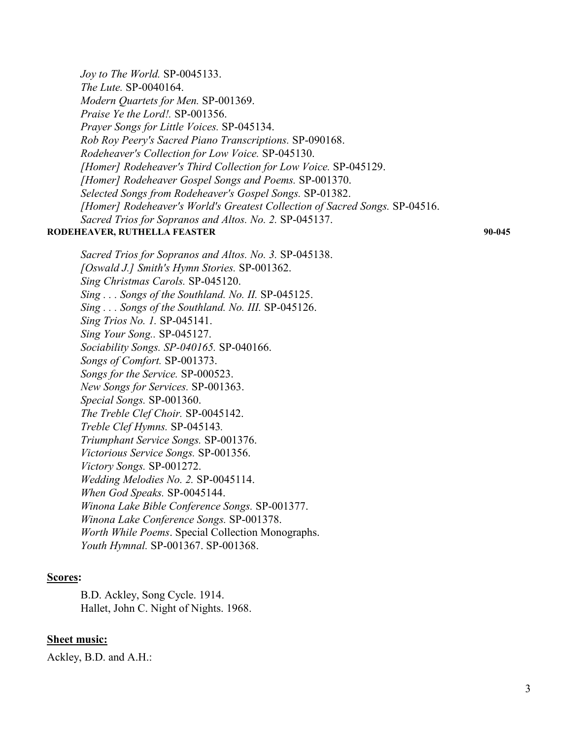*Joy to The World.* SP-0045133.
*The Lute.* SP-0040164.
*Modern Quartets for Men.* SP-001369.
*Praise Ye the Lord!.* SP-001356.
*Prayer Songs for Little Voices.* SP-045134.
*Rob Roy Peery's Sacred Piano Transcriptions.* SP-090168.
*Rodeheaver's Collection for Low Voice.* SP-045130.
*[Homer] Rodeheaver's Third Collection for Low Voice.* SP-045129.
*[Homer] Rodeheaver Gospel Songs and Poems.* SP-001370.
*Selected Songs from Rodeheaver's Gospel Songs.* SP-01382.
*[Homer] Rodeheaver's World's Greatest Collection of Sacred Songs.* SP-04516.
*Sacred Trios for Sopranos and Altos. No. 2.* SP-045137.
*Sacred Trios for Sopranos and Altos. No. 3.* SP-045138.
*[Oswald J.] Smith's Hymn Stories.* SP-001362.
*Sing Christmas Carols.* SP-045120.
*Sing . . . Songs of the Southland. No. II.* SP-045125.
*Sing . . . Songs of the Southland. No. III.* SP-045126.
*Sing Trios No. 1.* SP-045141.
*Sing Your Song..* SP-045127.
*Sociability Songs. SP-040165.* SP-040166.
*Songs of Comfort.* SP-001373.
*Songs for the Service.* SP-000523.
*New Songs for Services.* SP-001363.
*Special Songs.* SP-001360.
*The Treble Clef Choir.* SP-0045142.
*Treble Clef Hymns.* SP-045143.
*Triumphant Service Songs.* SP-001376.
*Victorious Service Songs.* SP-001356.
*Victory Songs.* SP-001272.
*Wedding Melodies No. 2.* SP-0045114.
*When God Speaks.* SP-0045144.
*Winona Lake Bible Conference Songs.* SP-001377.
*Winona Lake Conference Songs.* SP-001378.
*Worth While Poems*. Special Collection Monographs.
*Youth Hymnal.* SP-001367. SP-001368.

**Scores:**

B.D. Ackley, Song Cycle. 1914.
Hallet, John C. Night of Nights. 1968.

**Sheet music:**

Ackley, B.D. and A.H.: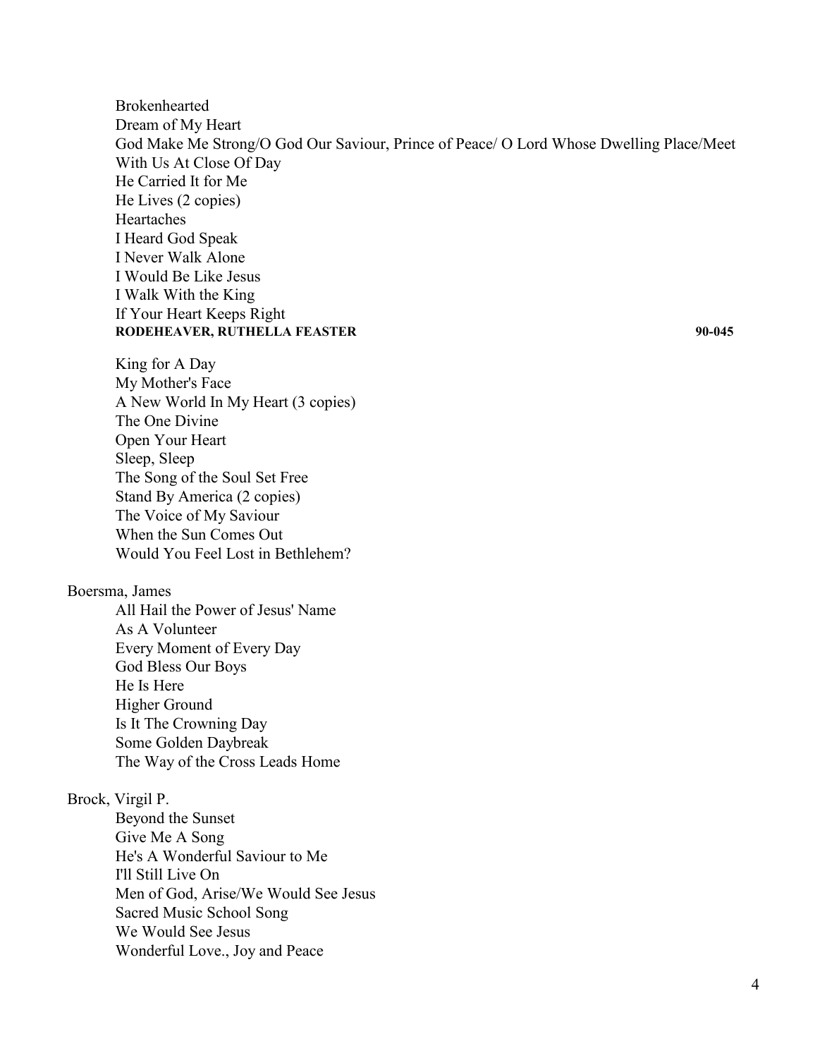Brokenhearted
Dream of My Heart
God Make Me Strong/O God Our Saviour, Prince of Peace/ O Lord Whose Dwelling Place/Meet With Us At Close Of Day
He Carried It for Me
He Lives (2 copies)
Heartaches
I Heard God Speak
I Never Walk Alone
I Would Be Like Jesus
I Walk With the King
If Your Heart Keeps Right

**RODEHEAVER, RUTHELLA FEASTER** **90-045**

King for A Day
My Mother's Face
A New World In My Heart (3 copies)
The One Divine
Open Your Heart
Sleep, Sleep
The Song of the Soul Set Free
Stand By America (2 copies)
The Voice of My Saviour
When the Sun Comes Out
Would You Feel Lost in Bethlehem?

Boersma, James

All Hail the Power of Jesus' Name
As A Volunteer
Every Moment of Every Day
God Bless Our Boys
He Is Here
Higher Ground
Is It The Crowning Day
Some Golden Daybreak
The Way of the Cross Leads Home

Brock, Virgil P.

Beyond the Sunset
Give Me A Song
He's A Wonderful Saviour to Me
I'll Still Live On
Men of God, Arise/We Would See Jesus
Sacred Music School Song
We Would See Jesus
Wonderful Love., Joy and Peace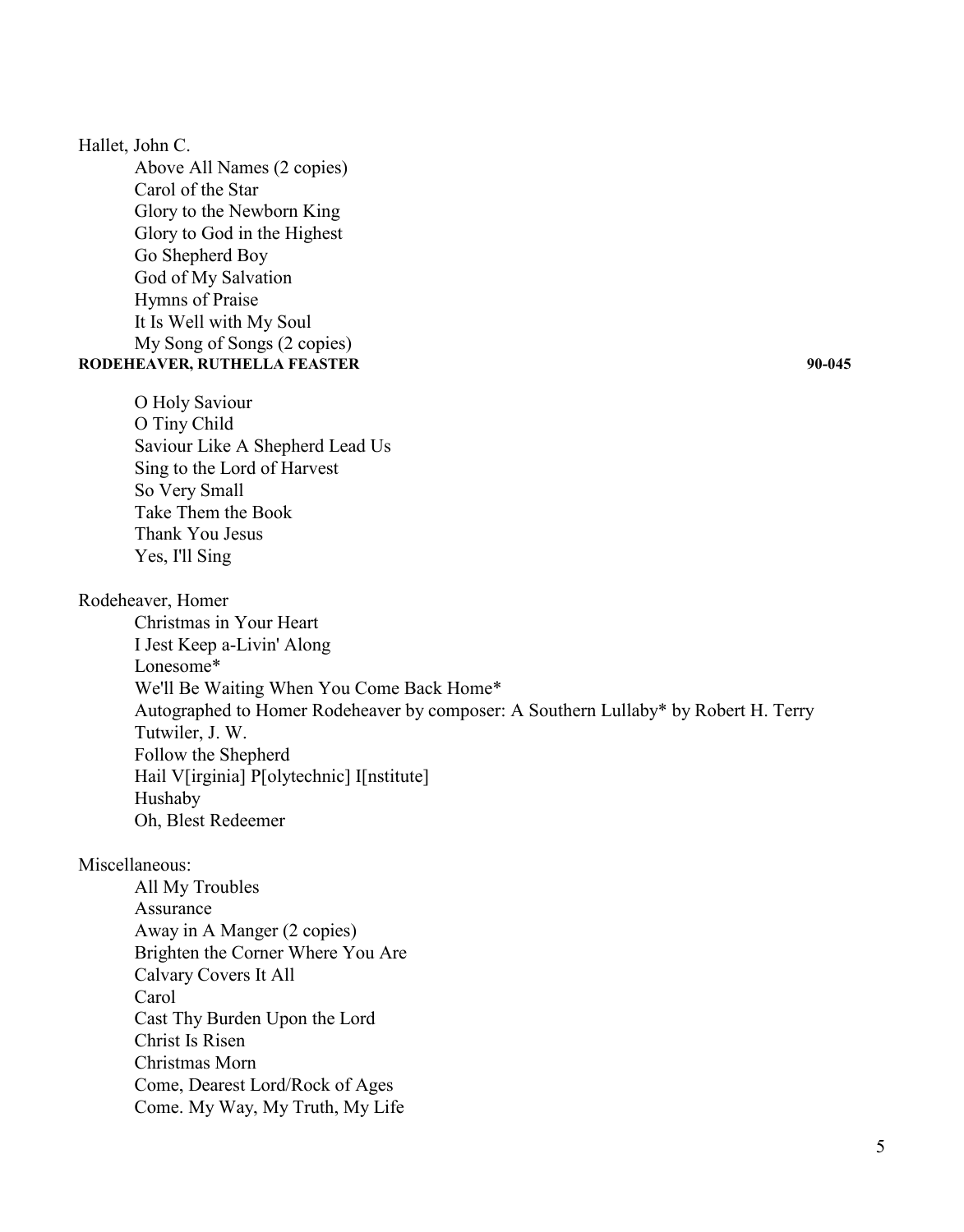Hallet, John C.

- Above All Names (2 copies)
- Carol of the Star
- Glory to the Newborn King
- Glory to God in the Highest
- Go Shepherd Boy
- God of My Salvation
- Hymns of Praise
- It Is Well with My Soul
- My Song of Songs (2 copies)

- O Holy Saviour
- O Tiny Child
- Saviour Like A Shepherd Lead Us
- Sing to the Lord of Harvest
- So Very Small
- Take Them the Book
- Thank You Jesus
- Yes, I'll Sing

Rodeheaver, Homer

- Christmas in Your Heart
- I Jest Keep a-Livin' Along
- Lonesome*
- We'll Be Waiting When You Come Back Home*
- Autographed to Homer Rodeheaver by composer: A Southern Lullaby* by Robert H. Terry
- Tutwiler, J. W.
- Follow the Shepherd
- Hail V[irginia] P[olytechnic] I[nstitute]
- Hushaby
- Oh, Blest Redeemer

Miscellaneous:

- All My Troubles
- Assurance
- Away in A Manger (2 copies)
- Brighten the Corner Where You Are
- Calvary Covers It All
- Carol
- Cast Thy Burden Upon the Lord
- Christ Is Risen
- Christmas Morn
- Come, Dearest Lord/Rock of Ages
- Come. My Way, My Truth, My Life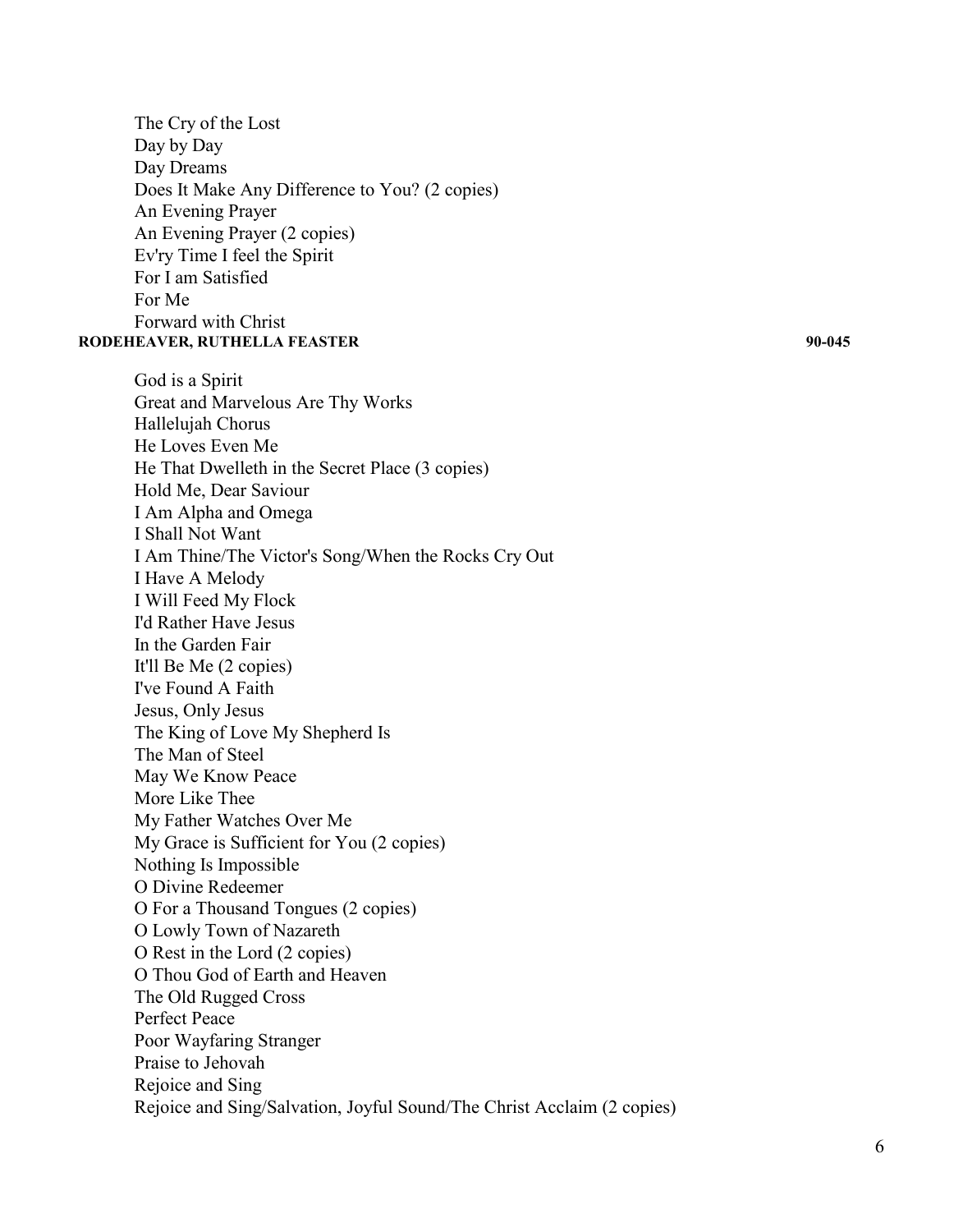The Cry of the Lost
Day by Day
Day Dreams
Does It Make Any Difference to You? (2 copies)
An Evening Prayer
An Evening Prayer (2 copies)
Ev'ry Time I feel the Spirit
For I am Satisfied
For Me
Forward with Christ

**RODEHEAVER, RUTHELLA FEASTER** **90-045**

God is a Spirit
Great and Marvelous Are Thy Works
Hallelujah Chorus
He Loves Even Me
He That Dwelleth in the Secret Place (3 copies)
Hold Me, Dear Saviour
I Am Alpha and Omega
I Shall Not Want
I Am Thine/The Victor's Song/When the Rocks Cry Out
I Have A Melody
I Will Feed My Flock
I'd Rather Have Jesus
In the Garden Fair
It'll Be Me (2 copies)
I've Found A Faith
Jesus, Only Jesus
The King of Love My Shepherd Is
The Man of Steel
May We Know Peace
More Like Thee
My Father Watches Over Me
My Grace is Sufficient for You (2 copies)
Nothing Is Impossible
O Divine Redeemer
O For a Thousand Tongues (2 copies)
O Lowly Town of Nazareth
O Rest in the Lord (2 copies)
O Thou God of Earth and Heaven
The Old Rugged Cross
Perfect Peace
Poor Wayfaring Stranger
Praise to Jehovah
Rejoice and Sing
Rejoice and Sing/Salvation, Joyful Sound/The Christ Acclaim (2 copies)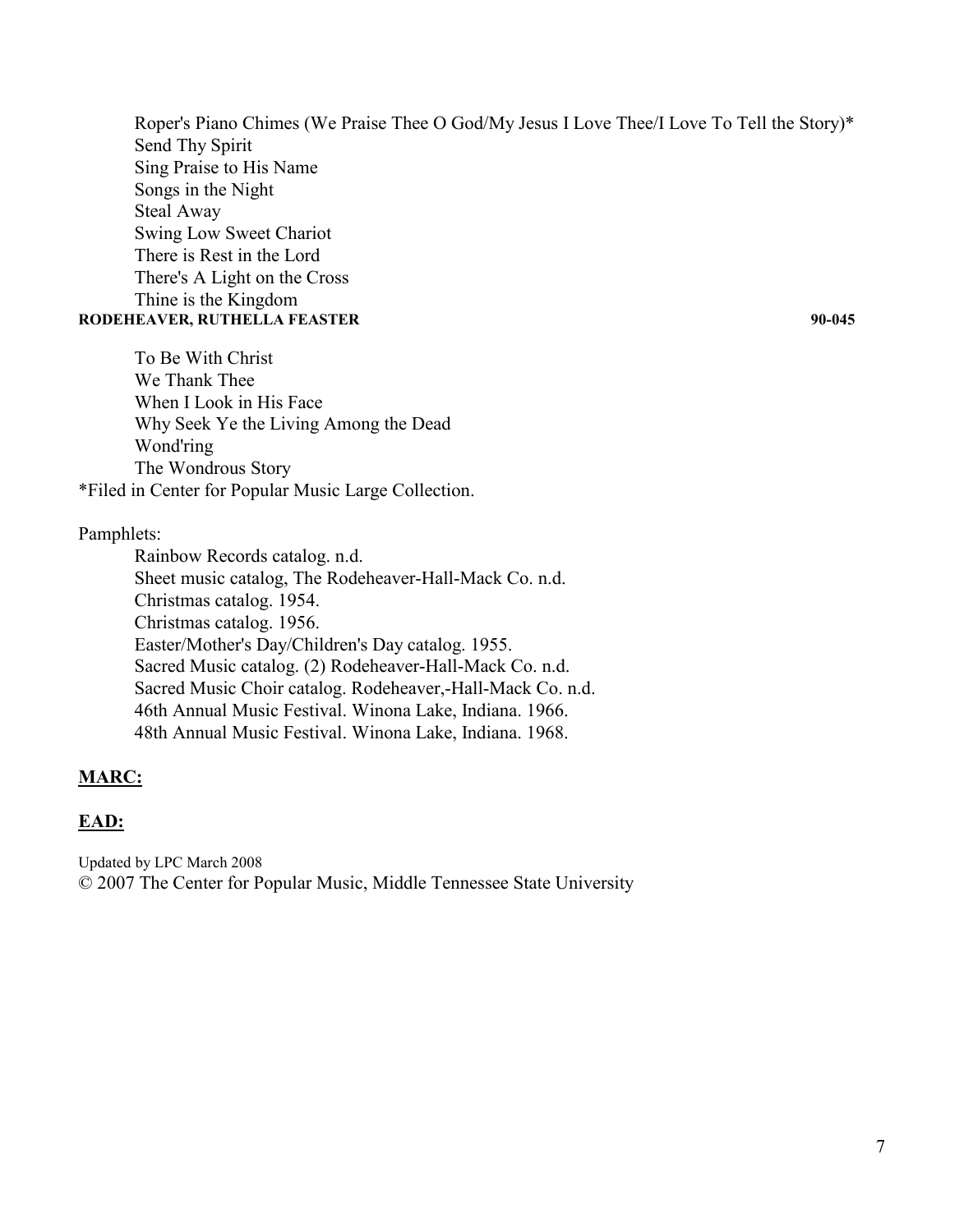Roper's Piano Chimes (We Praise Thee O God/My Jesus I Love Thee/I Love To Tell the Story)*
Send Thy Spirit
Sing Praise to His Name
Songs in the Night
Steal Away
Swing Low Sweet Chariot
There is Rest in the Lord
There's A Light on the Cross
Thine is the Kingdom

To Be With Christ
We Thank Thee
When I Look in His Face
Why Seek Ye the Living Among the Dead
Wond'ring
The Wondrous Story

*Filed in Center for Popular Music Large Collection.

Pamphlets:

Rainbow Records catalog. n.d.
Sheet music catalog, The Rodeheaver-Hall-Mack Co. n.d.
Christmas catalog. 1954.
Christmas catalog. 1956.
Easter/Mother's Day/Children's Day catalog. 1955.
Sacred Music catalog. (2) Rodeheaver-Hall-Mack Co. n.d.
Sacred Music Choir catalog. Rodeheaver,-Hall-Mack Co. n.d.
46th Annual Music Festival. Winona Lake, Indiana. 1966.
48th Annual Music Festival. Winona Lake, Indiana. 1968.

**MARC:**

**EAD:**

Updated by LPC March 2008
© 2007 The Center for Popular Music, Middle Tennessee State University